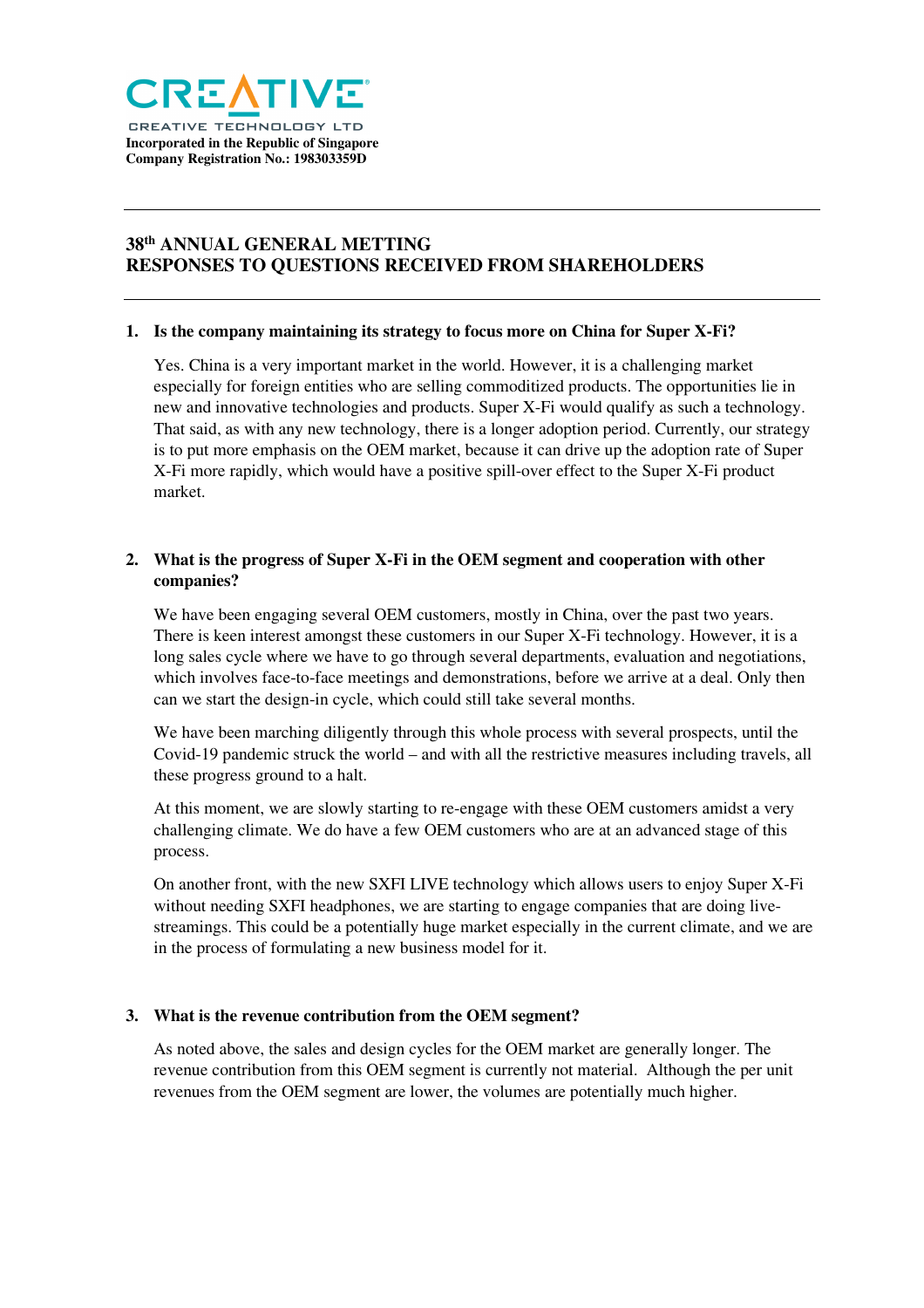CREATIVE

CREATIVE TECHNOLOGY LTD

**Incorporated in the Republic of Singapore**
**Company Registration No.: 198303359D**

---

## 38th ANNUAL GENERAL METTING
## RESPONSES TO QUESTIONS RECEIVED FROM SHAREHOLDERS

---

**1. Is the company maintaining its strategy to focus more on China for Super X-Fi?**

Yes. China is a very important market in the world. However, it is a challenging market especially for foreign entities who are selling commoditized products. The opportunities lie in new and innovative technologies and products. Super X-Fi would qualify as such a technology. That said, as with any new technology, there is a longer adoption period. Currently, our strategy is to put more emphasis on the OEM market, because it can drive up the adoption rate of Super X-Fi more rapidly, which would have a positive spill-over effect to the Super X-Fi product market.

**2. What is the progress of Super X-Fi in the OEM segment and cooperation with other companies?**

We have been engaging several OEM customers, mostly in China, over the past two years. There is keen interest amongst these customers in our Super X-Fi technology. However, it is a long sales cycle where we have to go through several departments, evaluation and negotiations, which involves face-to-face meetings and demonstrations, before we arrive at a deal. Only then can we start the design-in cycle, which could still take several months.

We have been marching diligently through this whole process with several prospects, until the Covid-19 pandemic struck the world – and with all the restrictive measures including travels, all these progress ground to a halt.

At this moment, we are slowly starting to re-engage with these OEM customers amidst a very challenging climate. We do have a few OEM customers who are at an advanced stage of this process.

On another front, with the new SXFI LIVE technology which allows users to enjoy Super X-Fi without needing SXFI headphones, we are starting to engage companies that are doing live-streamings. This could be a potentially huge market especially in the current climate, and we are in the process of formulating a new business model for it.

**3. What is the revenue contribution from the OEM segment?**

As noted above, the sales and design cycles for the OEM market are generally longer. The revenue contribution from this OEM segment is currently not material. Although the per unit revenues from the OEM segment are lower, the volumes are potentially much higher.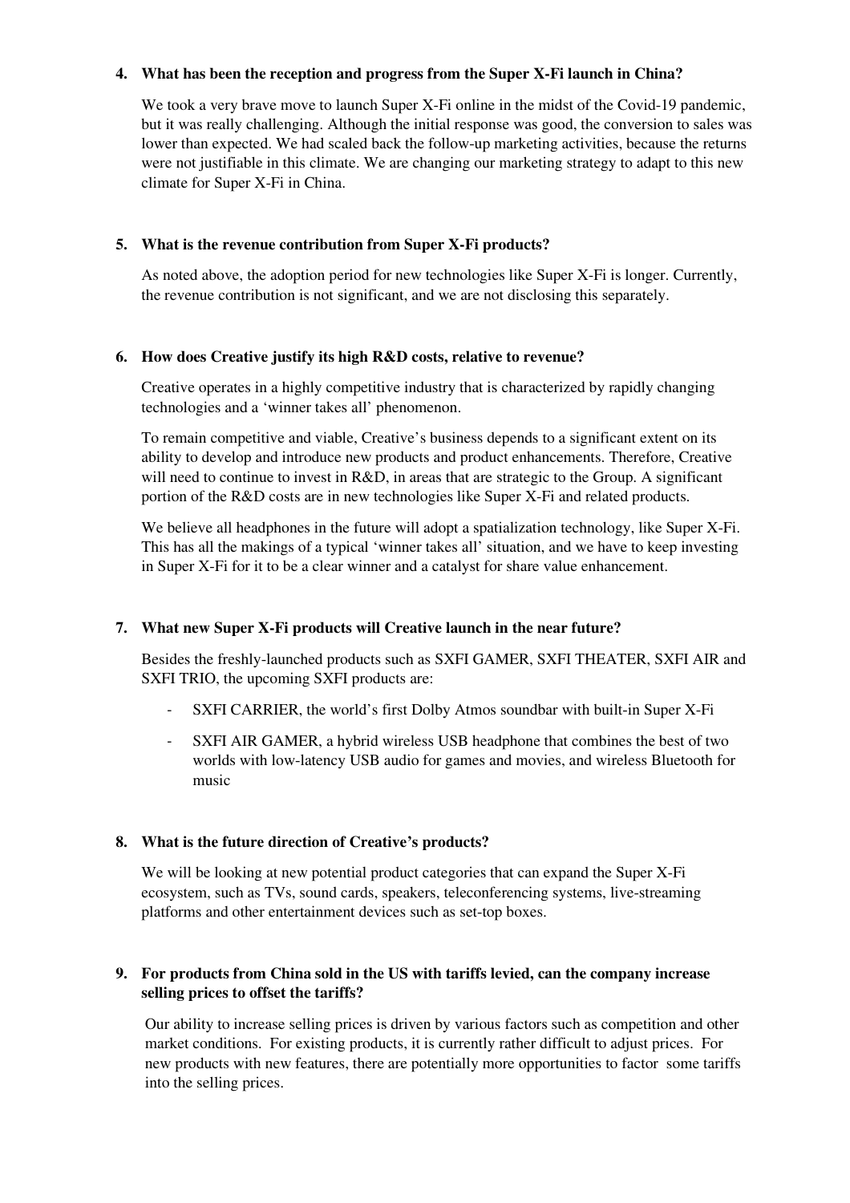**4. What has been the reception and progress from the Super X-Fi launch in China?**

We took a very brave move to launch Super X-Fi online in the midst of the Covid-19 pandemic, but it was really challenging. Although the initial response was good, the conversion to sales was lower than expected. We had scaled back the follow-up marketing activities, because the returns were not justifiable in this climate. We are changing our marketing strategy to adapt to this new climate for Super X-Fi in China.

**5. What is the revenue contribution from Super X-Fi products?**

As noted above, the adoption period for new technologies like Super X-Fi is longer. Currently, the revenue contribution is not significant, and we are not disclosing this separately.

**6. How does Creative justify its high R&D costs, relative to revenue?**

Creative operates in a highly competitive industry that is characterized by rapidly changing technologies and a 'winner takes all' phenomenon.

To remain competitive and viable, Creative's business depends to a significant extent on its ability to develop and introduce new products and product enhancements. Therefore, Creative will need to continue to invest in R&D, in areas that are strategic to the Group. A significant portion of the R&D costs are in new technologies like Super X-Fi and related products.

We believe all headphones in the future will adopt a spatialization technology, like Super X-Fi. This has all the makings of a typical 'winner takes all' situation, and we have to keep investing in Super X-Fi for it to be a clear winner and a catalyst for share value enhancement.

**7. What new Super X-Fi products will Creative launch in the near future?**

Besides the freshly-launched products such as SXFI GAMER, SXFI THEATER, SXFI AIR and SXFI TRIO, the upcoming SXFI products are:

- SXFI CARRIER, the world's first Dolby Atmos soundbar with built-in Super X-Fi
- SXFI AIR GAMER, a hybrid wireless USB headphone that combines the best of two worlds with low-latency USB audio for games and movies, and wireless Bluetooth for music

**8. What is the future direction of Creative's products?**

We will be looking at new potential product categories that can expand the Super X-Fi ecosystem, such as TVs, sound cards, speakers, teleconferencing systems, live-streaming platforms and other entertainment devices such as set-top boxes.

**9. For products from China sold in the US with tariffs levied, can the company increase selling prices to offset the tariffs?**

Our ability to increase selling prices is driven by various factors such as competition and other market conditions. For existing products, it is currently rather difficult to adjust prices. For new products with new features, there are potentially more opportunities to factor some tariffs into the selling prices.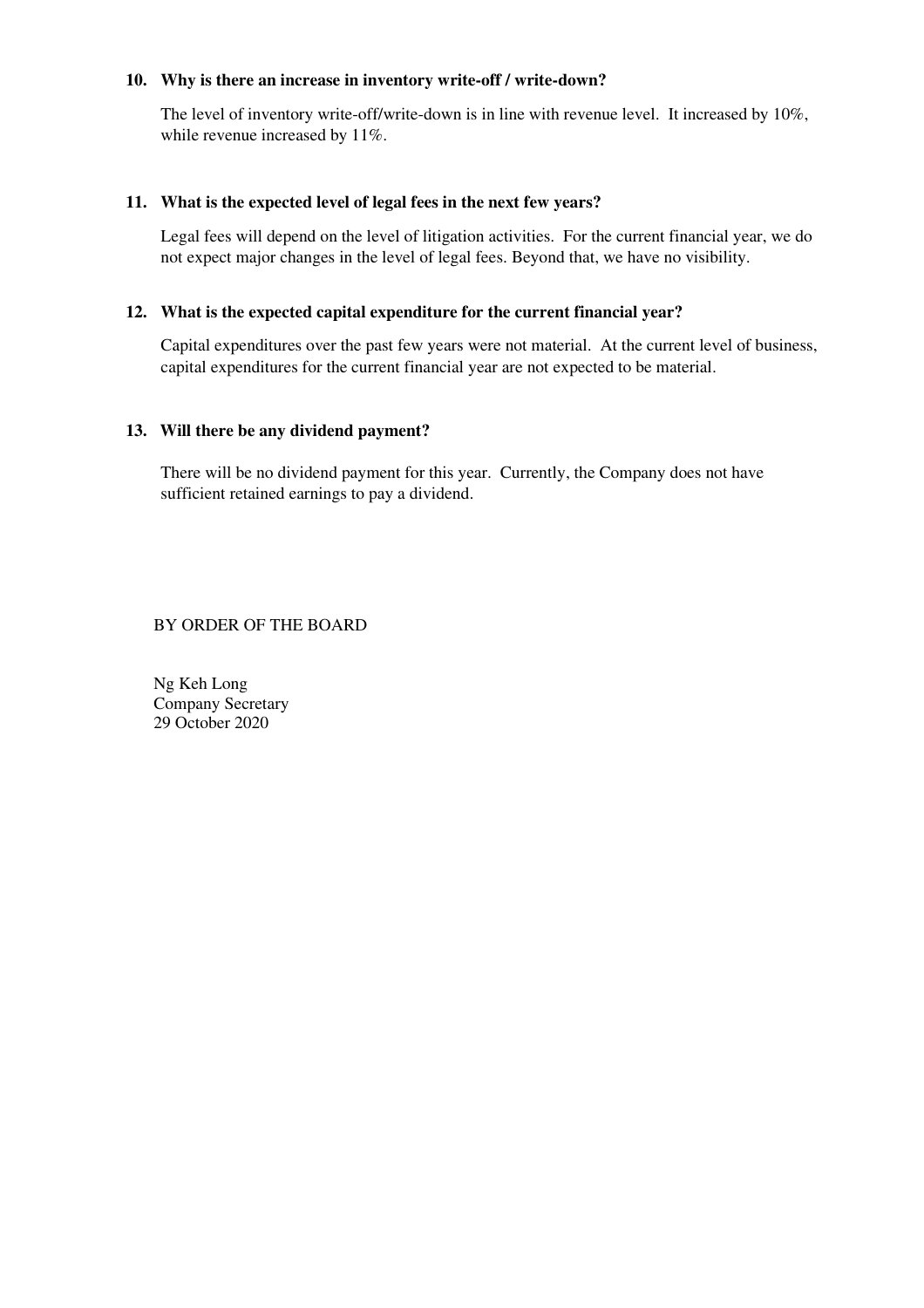**10. Why is there an increase in inventory write-off / write-down?**

The level of inventory write-off/write-down is in line with revenue level. It increased by 10%, while revenue increased by 11%.

**11. What is the expected level of legal fees in the next few years?**

Legal fees will depend on the level of litigation activities. For the current financial year, we do not expect major changes in the level of legal fees. Beyond that, we have no visibility.

**12. What is the expected capital expenditure for the current financial year?**

Capital expenditures over the past few years were not material. At the current level of business, capital expenditures for the current financial year are not expected to be material.

**13. Will there be any dividend payment?**

There will be no dividend payment for this year. Currently, the Company does not have sufficient retained earnings to pay a dividend.

BY ORDER OF THE BOARD

Ng Keh Long
Company Secretary
29 October 2020